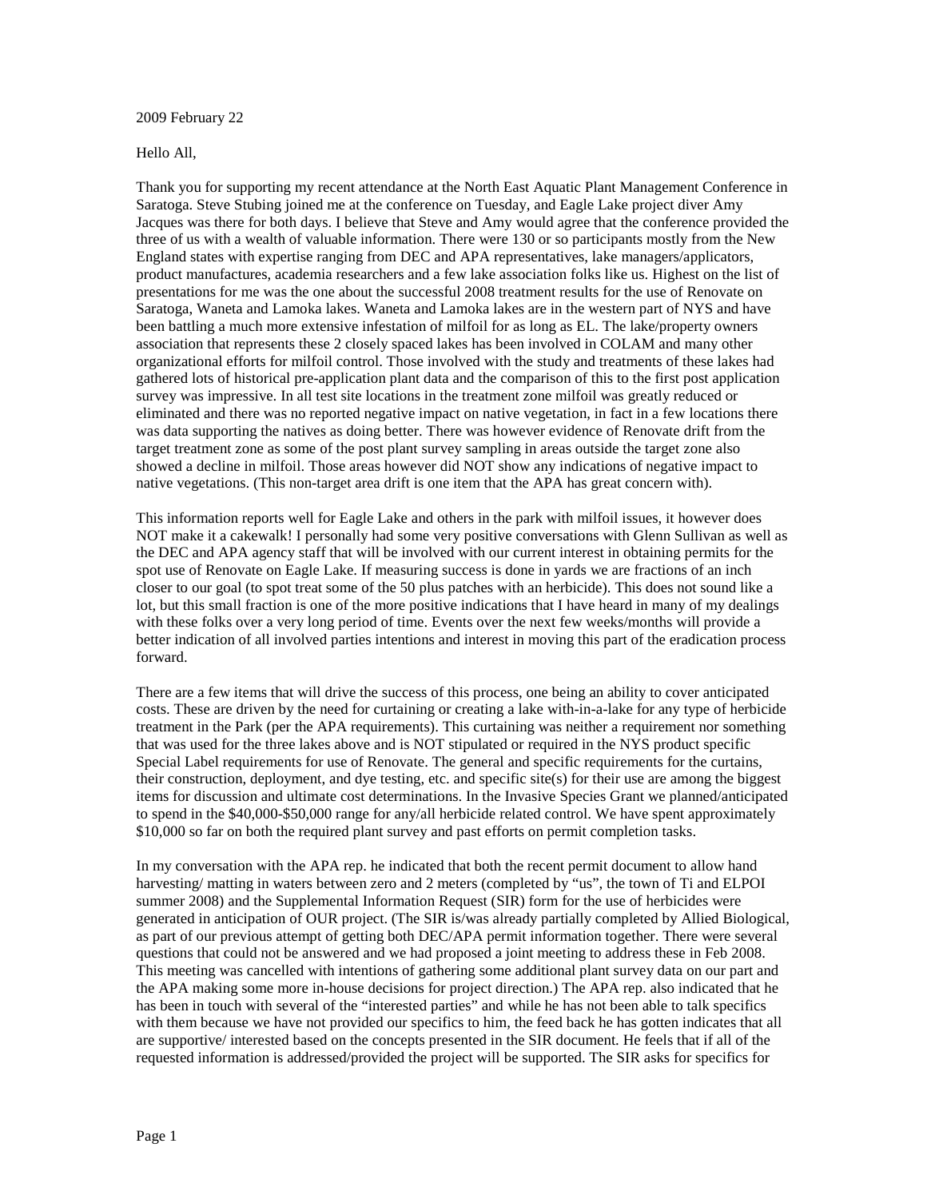2009 February 22

Hello All,

Thank you for supporting my recent attendance at the North East Aquatic Plant Management Conference in Saratoga. Steve Stubing joined me at the conference on Tuesday, and Eagle Lake project diver Amy Jacques was there for both days. I believe that Steve and Amy would agree that the conference provided the three of us with a wealth of valuable information. There were 130 or so participants mostly from the New England states with expertise ranging from DEC and APA representatives, lake managers/applicators, product manufactures, academia researchers and a few lake association folks like us. Highest on the list of presentations for me was the one about the successful 2008 treatment results for the use of Renovate on Saratoga, Waneta and Lamoka lakes. Waneta and Lamoka lakes are in the western part of NYS and have been battling a much more extensive infestation of milfoil for as long as EL. The lake/property owners association that represents these 2 closely spaced lakes has been involved in COLAM and many other organizational efforts for milfoil control. Those involved with the study and treatments of these lakes had gathered lots of historical pre-application plant data and the comparison of this to the first post application survey was impressive. In all test site locations in the treatment zone milfoil was greatly reduced or eliminated and there was no reported negative impact on native vegetation, in fact in a few locations there was data supporting the natives as doing better. There was however evidence of Renovate drift from the target treatment zone as some of the post plant survey sampling in areas outside the target zone also showed a decline in milfoil. Those areas however did NOT show any indications of negative impact to native vegetations. (This non-target area drift is one item that the APA has great concern with).

This information reports well for Eagle Lake and others in the park with milfoil issues, it however does NOT make it a cakewalk! I personally had some very positive conversations with Glenn Sullivan as well as the DEC and APA agency staff that will be involved with our current interest in obtaining permits for the spot use of Renovate on Eagle Lake. If measuring success is done in yards we are fractions of an inch closer to our goal (to spot treat some of the 50 plus patches with an herbicide). This does not sound like a lot, but this small fraction is one of the more positive indications that I have heard in many of my dealings with these folks over a very long period of time. Events over the next few weeks/months will provide a better indication of all involved parties intentions and interest in moving this part of the eradication process forward.

There are a few items that will drive the success of this process, one being an ability to cover anticipated costs. These are driven by the need for curtaining or creating a lake with-in-a-lake for any type of herbicide treatment in the Park (per the APA requirements). This curtaining was neither a requirement nor something that was used for the three lakes above and is NOT stipulated or required in the NYS product specific Special Label requirements for use of Renovate. The general and specific requirements for the curtains, their construction, deployment, and dye testing, etc. and specific site(s) for their use are among the biggest items for discussion and ultimate cost determinations. In the Invasive Species Grant we planned/anticipated to spend in the $40,000-$50,000 range for any/all herbicide related control. We have spent approximately $10,000 so far on both the required plant survey and past efforts on permit completion tasks.

In my conversation with the APA rep. he indicated that both the recent permit document to allow hand harvesting/ matting in waters between zero and 2 meters (completed by "us", the town of Ti and ELPOI summer 2008) and the Supplemental Information Request (SIR) form for the use of herbicides were generated in anticipation of OUR project. (The SIR is/was already partially completed by Allied Biological, as part of our previous attempt of getting both DEC/APA permit information together. There were several questions that could not be answered and we had proposed a joint meeting to address these in Feb 2008. This meeting was cancelled with intentions of gathering some additional plant survey data on our part and the APA making some more in-house decisions for project direction.) The APA rep. also indicated that he has been in touch with several of the "interested parties" and while he has not been able to talk specifics with them because we have not provided our specifics to him, the feed back he has gotten indicates that all are supportive/ interested based on the concepts presented in the SIR document. He feels that if all of the requested information is addressed/provided the project will be supported. The SIR asks for specifics for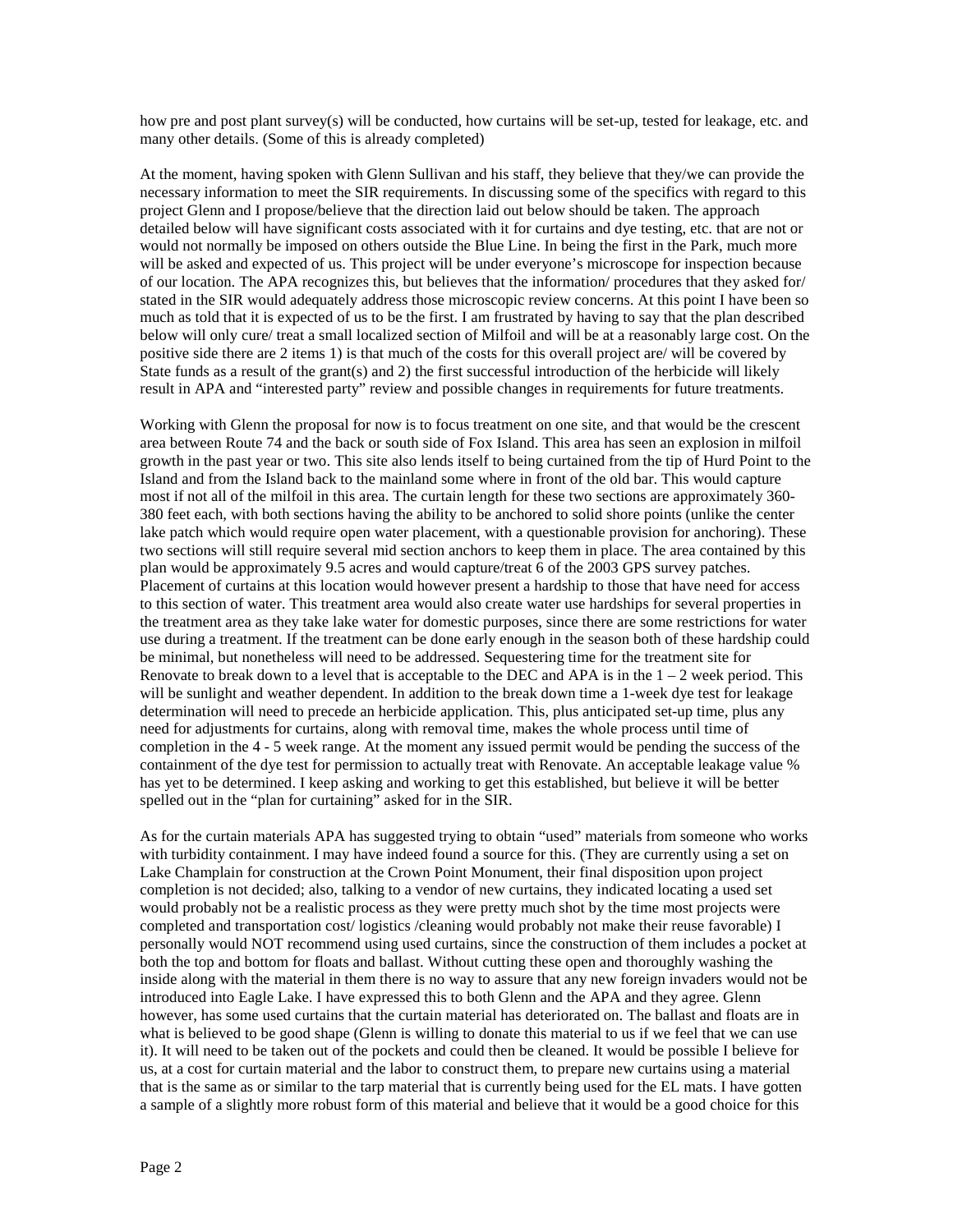how pre and post plant survey(s) will be conducted, how curtains will be set-up, tested for leakage, etc. and many other details. (Some of this is already completed)

At the moment, having spoken with Glenn Sullivan and his staff, they believe that they/we can provide the necessary information to meet the SIR requirements. In discussing some of the specifics with regard to this project Glenn and I propose/believe that the direction laid out below should be taken. The approach detailed below will have significant costs associated with it for curtains and dye testing, etc. that are not or would not normally be imposed on others outside the Blue Line. In being the first in the Park, much more will be asked and expected of us. This project will be under everyone's microscope for inspection because of our location. The APA recognizes this, but believes that the information/ procedures that they asked for/ stated in the SIR would adequately address those microscopic review concerns. At this point I have been so much as told that it is expected of us to be the first. I am frustrated by having to say that the plan described below will only cure/ treat a small localized section of Milfoil and will be at a reasonably large cost. On the positive side there are 2 items 1) is that much of the costs for this overall project are/ will be covered by State funds as a result of the grant(s) and 2) the first successful introduction of the herbicide will likely result in APA and "interested party" review and possible changes in requirements for future treatments.

Working with Glenn the proposal for now is to focus treatment on one site, and that would be the crescent area between Route 74 and the back or south side of Fox Island. This area has seen an explosion in milfoil growth in the past year or two. This site also lends itself to being curtained from the tip of Hurd Point to the Island and from the Island back to the mainland some where in front of the old bar. This would capture most if not all of the milfoil in this area. The curtain length for these two sections are approximately 360-380 feet each, with both sections having the ability to be anchored to solid shore points (unlike the center lake patch which would require open water placement, with a questionable provision for anchoring). These two sections will still require several mid section anchors to keep them in place. The area contained by this plan would be approximately 9.5 acres and would capture/treat 6 of the 2003 GPS survey patches. Placement of curtains at this location would however present a hardship to those that have need for access to this section of water. This treatment area would also create water use hardships for several properties in the treatment area as they take lake water for domestic purposes, since there are some restrictions for water use during a treatment. If the treatment can be done early enough in the season both of these hardship could be minimal, but nonetheless will need to be addressed. Sequestering time for the treatment site for Renovate to break down to a level that is acceptable to the DEC and APA is in the 1 – 2 week period. This will be sunlight and weather dependent. In addition to the break down time a 1-week dye test for leakage determination will need to precede an herbicide application. This, plus anticipated set-up time, plus any need for adjustments for curtains, along with removal time, makes the whole process until time of completion in the 4 - 5 week range. At the moment any issued permit would be pending the success of the containment of the dye test for permission to actually treat with Renovate. An acceptable leakage value % has yet to be determined. I keep asking and working to get this established, but believe it will be better spelled out in the "plan for curtaining" asked for in the SIR.

As for the curtain materials APA has suggested trying to obtain "used" materials from someone who works with turbidity containment. I may have indeed found a source for this. (They are currently using a set on Lake Champlain for construction at the Crown Point Monument, their final disposition upon project completion is not decided; also, talking to a vendor of new curtains, they indicated locating a used set would probably not be a realistic process as they were pretty much shot by the time most projects were completed and transportation cost/ logistics /cleaning would probably not make their reuse favorable) I personally would NOT recommend using used curtains, since the construction of them includes a pocket at both the top and bottom for floats and ballast. Without cutting these open and thoroughly washing the inside along with the material in them there is no way to assure that any new foreign invaders would not be introduced into Eagle Lake. I have expressed this to both Glenn and the APA and they agree. Glenn however, has some used curtains that the curtain material has deteriorated on. The ballast and floats are in what is believed to be good shape (Glenn is willing to donate this material to us if we feel that we can use it). It will need to be taken out of the pockets and could then be cleaned. It would be possible I believe for us, at a cost for curtain material and the labor to construct them, to prepare new curtains using a material that is the same as or similar to the tarp material that is currently being used for the EL mats. I have gotten a sample of a slightly more robust form of this material and believe that it would be a good choice for this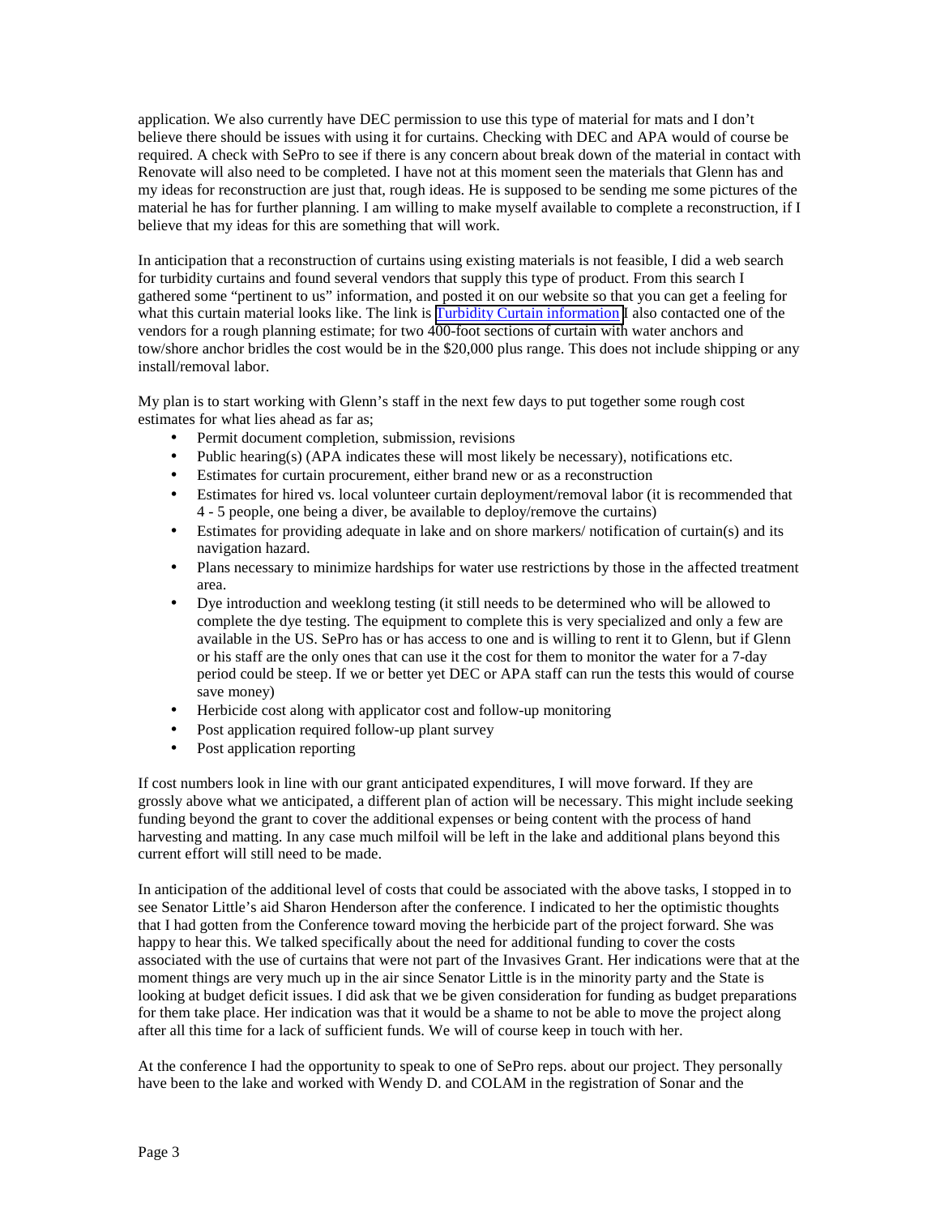application. We also currently have DEC permission to use this type of material for mats and I don't believe there should be issues with using it for curtains. Checking with DEC and APA would of course be required. A check with SePro to see if there is any concern about break down of the material in contact with Renovate will also need to be completed. I have not at this moment seen the materials that Glenn has and my ideas for reconstruction are just that, rough ideas. He is supposed to be sending me some pictures of the material he has for further planning. I am willing to make myself available to complete a reconstruction, if I believe that my ideas for this are something that will work.

In anticipation that a reconstruction of curtains using existing materials is not feasible, I did a web search for turbidity curtains and found several vendors that supply this type of product. From this search I gathered some "pertinent to us" information, and posted it on our website so that you can get a feeling for what this curtain material looks like. The link is Turbidity Curtain information I also contacted one of the vendors for a rough planning estimate; for two 400-foot sections of curtain with water anchors and tow/shore anchor bridles the cost would be in the $20,000 plus range. This does not include shipping or any install/removal labor.

My plan is to start working with Glenn's staff in the next few days to put together some rough cost estimates for what lies ahead as far as;

- Permit document completion, submission, revisions
- Public hearing(s) (APA indicates these will most likely be necessary), notifications etc.
- Estimates for curtain procurement, either brand new or as a reconstruction
- Estimates for hired vs. local volunteer curtain deployment/removal labor (it is recommended that 4 - 5 people, one being a diver, be available to deploy/remove the curtains)
- Estimates for providing adequate in lake and on shore markers/ notification of curtain(s) and its navigation hazard.
- Plans necessary to minimize hardships for water use restrictions by those in the affected treatment area.
- Dye introduction and weeklong testing (it still needs to be determined who will be allowed to complete the dye testing. The equipment to complete this is very specialized and only a few are available in the US. SePro has or has access to one and is willing to rent it to Glenn, but if Glenn or his staff are the only ones that can use it the cost for them to monitor the water for a 7-day period could be steep. If we or better yet DEC or APA staff can run the tests this would of course save money)
- Herbicide cost along with applicator cost and follow-up monitoring
- Post application required follow-up plant survey
- Post application reporting

If cost numbers look in line with our grant anticipated expenditures, I will move forward. If they are grossly above what we anticipated, a different plan of action will be necessary. This might include seeking funding beyond the grant to cover the additional expenses or being content with the process of hand harvesting and matting. In any case much milfoil will be left in the lake and additional plans beyond this current effort will still need to be made.

In anticipation of the additional level of costs that could be associated with the above tasks, I stopped in to see Senator Little's aid Sharon Henderson after the conference. I indicated to her the optimistic thoughts that I had gotten from the Conference toward moving the herbicide part of the project forward. She was happy to hear this. We talked specifically about the need for additional funding to cover the costs associated with the use of curtains that were not part of the Invasives Grant. Her indications were that at the moment things are very much up in the air since Senator Little is in the minority party and the State is looking at budget deficit issues. I did ask that we be given consideration for funding as budget preparations for them take place. Her indication was that it would be a shame to not be able to move the project along after all this time for a lack of sufficient funds. We will of course keep in touch with her.

At the conference I had the opportunity to speak to one of SePro reps. about our project. They personally have been to the lake and worked with Wendy D. and COLAM in the registration of Sonar and the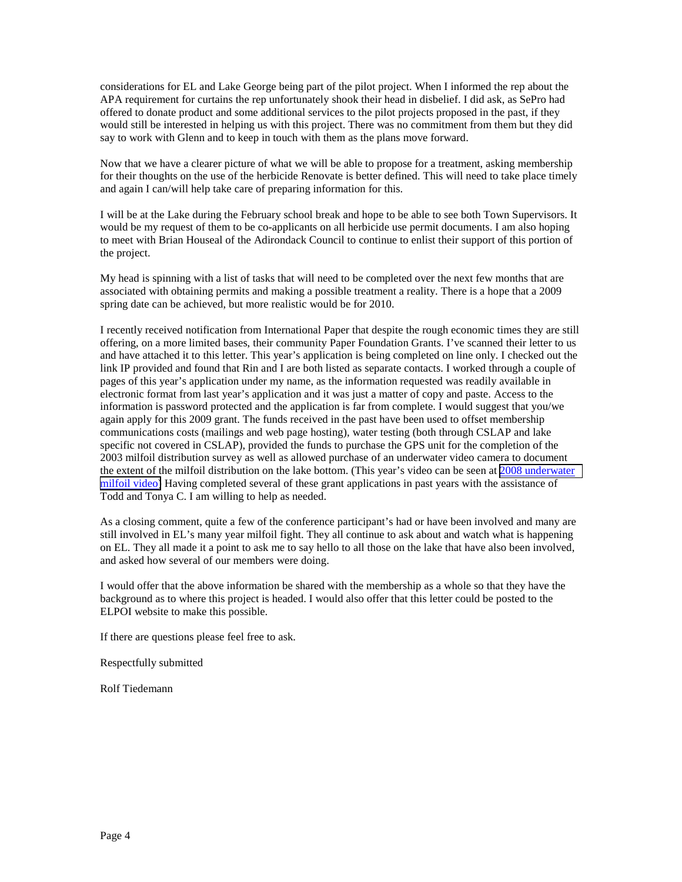considerations for EL and Lake George being part of the pilot project. When I informed the rep about the APA requirement for curtains the rep unfortunately shook their head in disbelief. I did ask, as SePro had offered to donate product and some additional services to the pilot projects proposed in the past, if they would still be interested in helping us with this project. There was no commitment from them but they did say to work with Glenn and to keep in touch with them as the plans move forward.

Now that we have a clearer picture of what we will be able to propose for a treatment, asking membership for their thoughts on the use of the herbicide Renovate is better defined. This will need to take place timely and again I can/will help take care of preparing information for this.

I will be at the Lake during the February school break and hope to be able to see both Town Supervisors. It would be my request of them to be co-applicants on all herbicide use permit documents. I am also hoping to meet with Brian Houseal of the Adirondack Council to continue to enlist their support of this portion of the project.

My head is spinning with a list of tasks that will need to be completed over the next few months that are associated with obtaining permits and making a possible treatment a reality. There is a hope that a 2009 spring date can be achieved, but more realistic would be for 2010.

I recently received notification from International Paper that despite the rough economic times they are still offering, on a more limited bases, their community Paper Foundation Grants. I've scanned their letter to us and have attached it to this letter. This year's application is being completed on line only. I checked out the link IP provided and found that Rin and I are both listed as separate contacts. I worked through a couple of pages of this year's application under my name, as the information requested was readily available in electronic format from last year's application and it was just a matter of copy and paste. Access to the information is password protected and the application is far from complete. I would suggest that you/we again apply for this 2009 grant. The funds received in the past have been used to offset membership communications costs (mailings and web page hosting), water testing (both through CSLAP and lake specific not covered in CSLAP), provided the funds to purchase the GPS unit for the completion of the 2003 milfoil distribution survey as well as allowed purchase of an underwater video camera to document the extent of the milfoil distribution on the lake bottom. (This year's video can be seen at 2008 underwater milfoil video) Having completed several of these grant applications in past years with the assistance of Todd and Tonya C. I am willing to help as needed.

As a closing comment, quite a few of the conference participant's had or have been involved and many are still involved in EL's many year milfoil fight. They all continue to ask about and watch what is happening on EL. They all made it a point to ask me to say hello to all those on the lake that have also been involved, and asked how several of our members were doing.

I would offer that the above information be shared with the membership as a whole so that they have the background as to where this project is headed. I would also offer that this letter could be posted to the ELPOI website to make this possible.

If there are questions please feel free to ask.

Respectfully submitted

Rolf Tiedemann